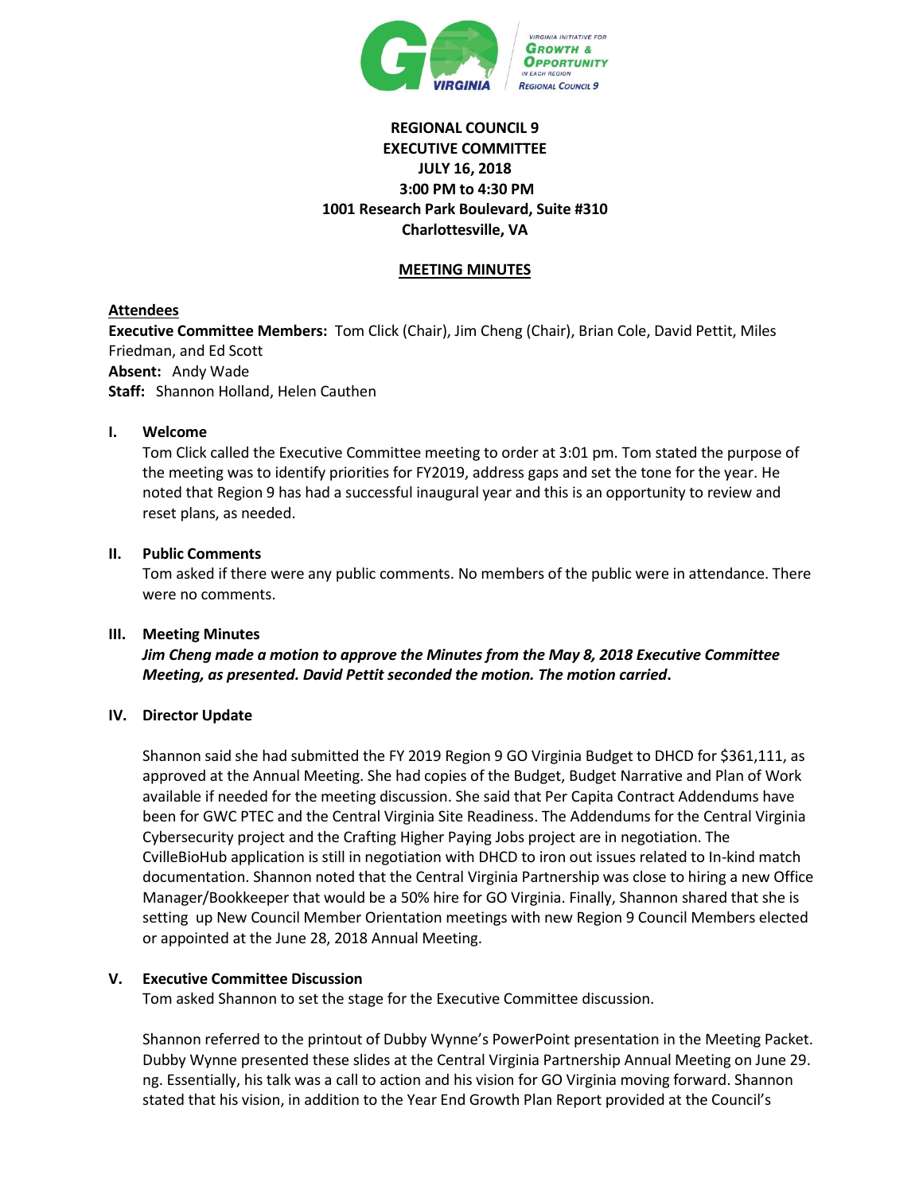**REGIONAL COUNCIL 9**
**EXECUTIVE COMMITTEE**
**JULY 16, 2018**
**3:00 PM to 4:30 PM**
**1001 Research Park Boulevard, Suite #310**
**Charlottesville, VA**

**MEETING MINUTES**

**Attendees**

**Executive Committee Members:** Tom Click (Chair), Jim Cheng (Chair), Brian Cole, David Pettit, Miles Friedman, and Ed Scott
**Absent:** Andy Wade
**Staff:** Shannon Holland, Helen Cauthen

## I. Welcome

Tom Click called the Executive Committee meeting to order at 3:01 pm. Tom stated the purpose of the meeting was to identify priorities for FY2019, address gaps and set the tone for the year. He noted that Region 9 has had a successful inaugural year and this is an opportunity to review and reset plans, as needed.

## II. Public Comments

Tom asked if there were any public comments. No members of the public were in attendance. There were no comments.

## III. Meeting Minutes

***Jim Cheng made a motion to approve the Minutes from the May 8, 2018 Executive Committee Meeting, as presented. David Pettit seconded the motion. The motion carried.***

## IV. Director Update

Shannon said she had submitted the FY 2019 Region 9 GO Virginia Budget to DHCD for $361,111, as approved at the Annual Meeting. She had copies of the Budget, Budget Narrative and Plan of Work available if needed for the meeting discussion. She said that Per Capita Contract Addendums have been for GWC PTEC and the Central Virginia Site Readiness. The Addendums for the Central Virginia Cybersecurity project and the Crafting Higher Paying Jobs project are in negotiation. The CvilleBioHub application is still in negotiation with DHCD to iron out issues related to In-kind match documentation. Shannon noted that the Central Virginia Partnership was close to hiring a new Office Manager/Bookkeeper that would be a 50% hire for GO Virginia. Finally, Shannon shared that she is setting up New Council Member Orientation meetings with new Region 9 Council Members elected or appointed at the June 28, 2018 Annual Meeting.

## V. Executive Committee Discussion

Tom asked Shannon to set the stage for the Executive Committee discussion.

Shannon referred to the printout of Dubby Wynne's PowerPoint presentation in the Meeting Packet. Dubby Wynne presented these slides at the Central Virginia Partnership Annual Meeting on June 29. ng. Essentially, his talk was a call to action and his vision for GO Virginia moving forward. Shannon stated that his vision, in addition to the Year End Growth Plan Report provided at the Council's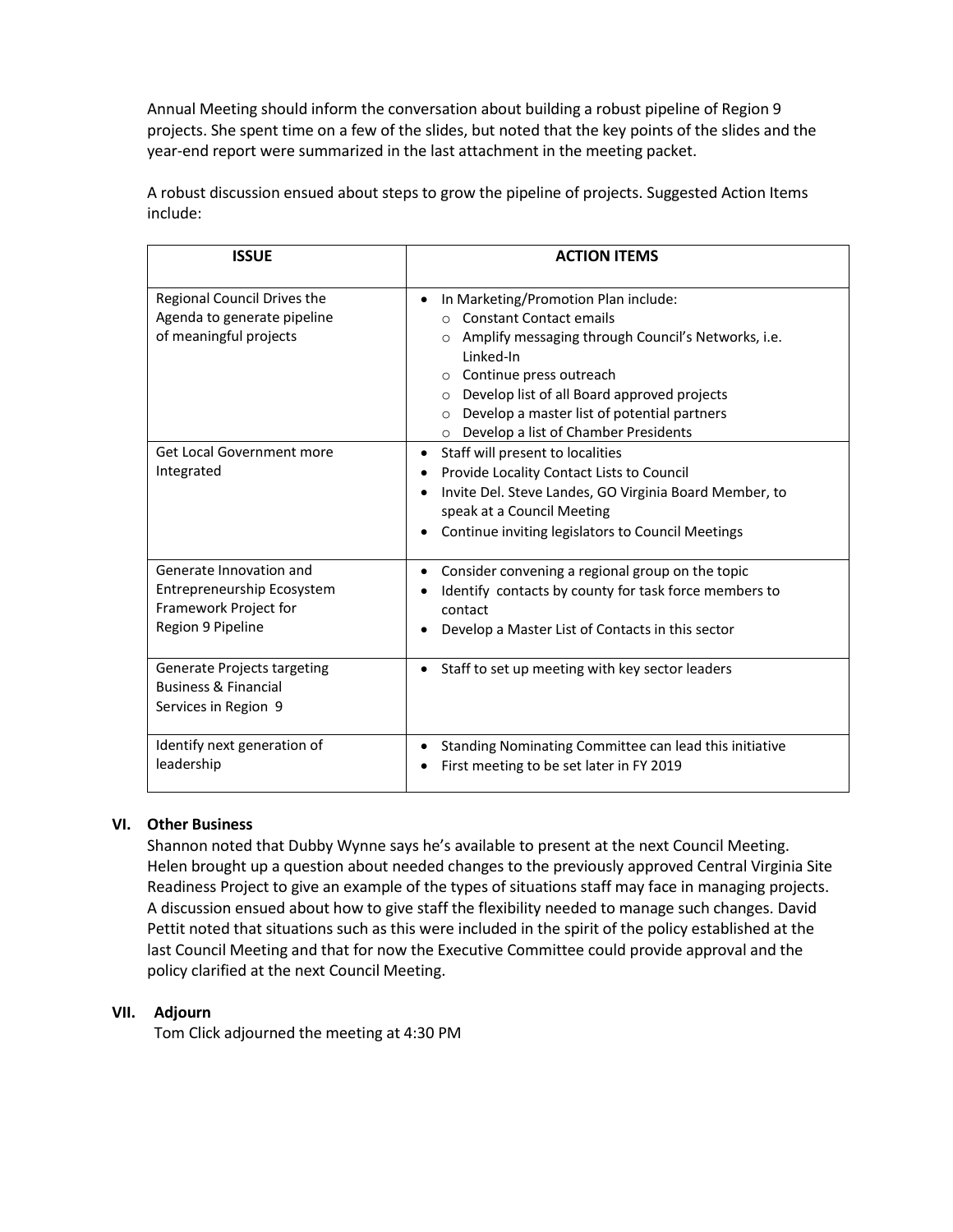Annual Meeting should inform the conversation about building a robust pipeline of Region 9 projects. She spent time on a few of the slides, but noted that the key points of the slides and the year-end report were summarized in the last attachment in the meeting packet.

A robust discussion ensued about steps to grow the pipeline of projects. Suggested Action Items include:

| ISSUE | ACTION ITEMS |
|---|---|
| Regional Council Drives the Agenda to generate pipeline of meaningful projects | • In Marketing/Promotion Plan include:<br>○ Constant Contact emails<br>○ Amplify messaging through Council's Networks, i.e. Linked-In<br>○ Continue press outreach<br>○ Develop list of all Board approved projects<br>○ Develop a master list of potential partners<br>○ Develop a list of Chamber Presidents |
| Get Local Government more Integrated | • Staff will present to localities<br>• Provide Locality Contact Lists to Council<br>• Invite Del. Steve Landes, GO Virginia Board Member, to speak at a Council Meeting<br>• Continue inviting legislators to Council Meetings |
| Generate Innovation and Entrepreneurship Ecosystem Framework Project for Region 9 Pipeline | • Consider convening a regional group on the topic<br>• Identify contacts by county for task force members to contact<br>• Develop a Master List of Contacts in this sector |
| Generate Projects targeting Business & Financial Services in Region 9 | • Staff to set up meeting with key sector leaders |
| Identify next generation of leadership | • Standing Nominating Committee can lead this initiative<br>• First meeting to be set later in FY 2019 |

## VI. Other Business

Shannon noted that Dubby Wynne says he's available to present at the next Council Meeting. Helen brought up a question about needed changes to the previously approved Central Virginia Site Readiness Project to give an example of the types of situations staff may face in managing projects. A discussion ensued about how to give staff the flexibility needed to manage such changes. David Pettit noted that situations such as this were included in the spirit of the policy established at the last Council Meeting and that for now the Executive Committee could provide approval and the policy clarified at the next Council Meeting.

## VII. Adjourn

Tom Click adjourned the meeting at 4:30 PM